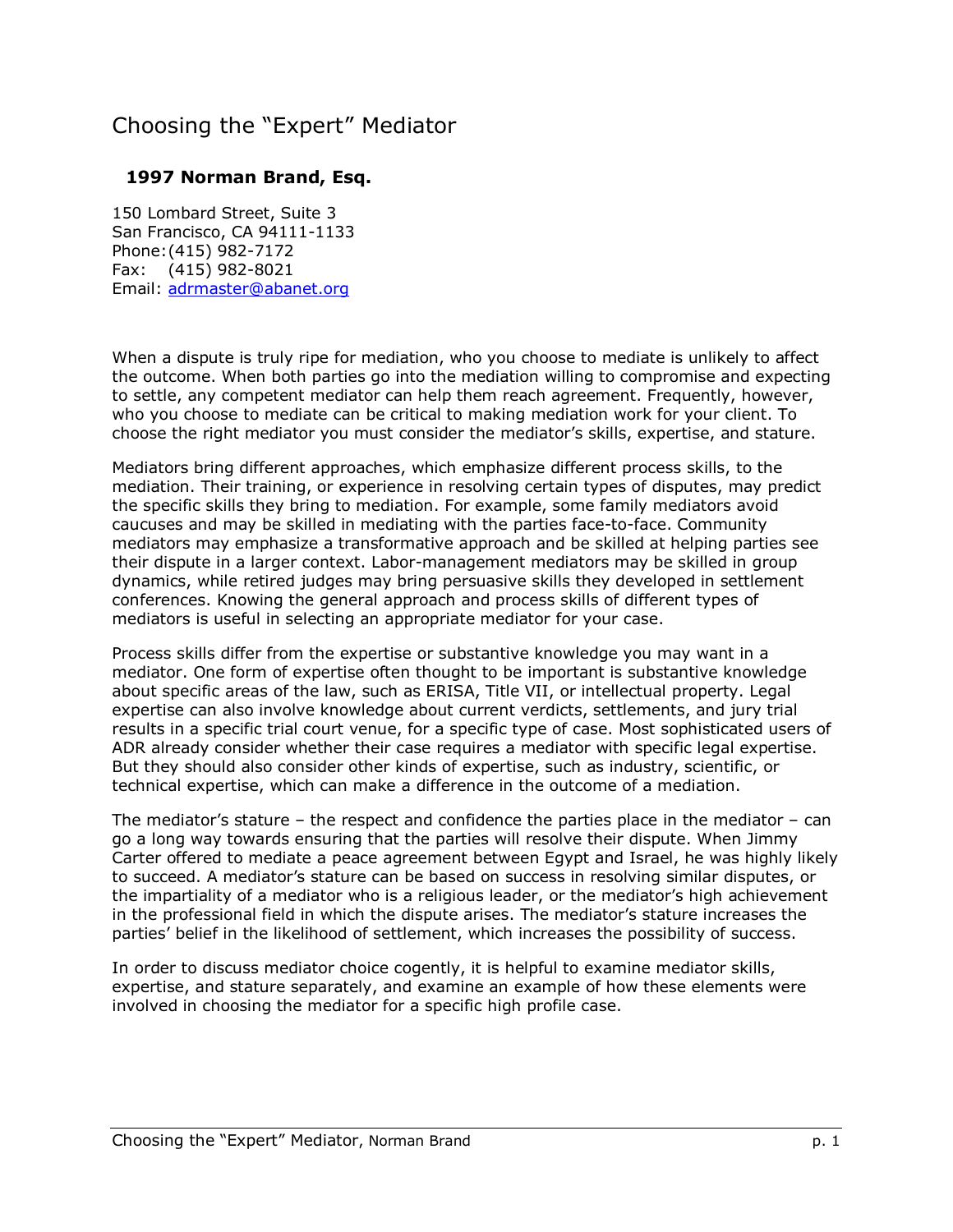# Choosing the "Expert" Mediator

**1997 Norman Brand, Esq.**

150 Lombard Street, Suite 3
San Francisco, CA 94111-1133
Phone: (415) 982-7172
Fax: (415) 982-8021
Email: adrmaster@abanet.org

When a dispute is truly ripe for mediation, who you choose to mediate is unlikely to affect the outcome. When both parties go into the mediation willing to compromise and expecting to settle, any competent mediator can help them reach agreement. Frequently, however, who you choose to mediate can be critical to making mediation work for your client. To choose the right mediator you must consider the mediator's skills, expertise, and stature.

Mediators bring different approaches, which emphasize different process skills, to the mediation. Their training, or experience in resolving certain types of disputes, may predict the specific skills they bring to mediation. For example, some family mediators avoid caucuses and may be skilled in mediating with the parties face-to-face. Community mediators may emphasize a transformative approach and be skilled at helping parties see their dispute in a larger context. Labor-management mediators may be skilled in group dynamics, while retired judges may bring persuasive skills they developed in settlement conferences. Knowing the general approach and process skills of different types of mediators is useful in selecting an appropriate mediator for your case.

Process skills differ from the expertise or substantive knowledge you may want in a mediator. One form of expertise often thought to be important is substantive knowledge about specific areas of the law, such as ERISA, Title VII, or intellectual property. Legal expertise can also involve knowledge about current verdicts, settlements, and jury trial results in a specific trial court venue, for a specific type of case. Most sophisticated users of ADR already consider whether their case requires a mediator with specific legal expertise. But they should also consider other kinds of expertise, such as industry, scientific, or technical expertise, which can make a difference in the outcome of a mediation.

The mediator's stature – the respect and confidence the parties place in the mediator – can go a long way towards ensuring that the parties will resolve their dispute. When Jimmy Carter offered to mediate a peace agreement between Egypt and Israel, he was highly likely to succeed. A mediator's stature can be based on success in resolving similar disputes, or the impartiality of a mediator who is a religious leader, or the mediator's high achievement in the professional field in which the dispute arises. The mediator's stature increases the parties' belief in the likelihood of settlement, which increases the possibility of success.

In order to discuss mediator choice cogently, it is helpful to examine mediator skills, expertise, and stature separately, and examine an example of how these elements were involved in choosing the mediator for a specific high profile case.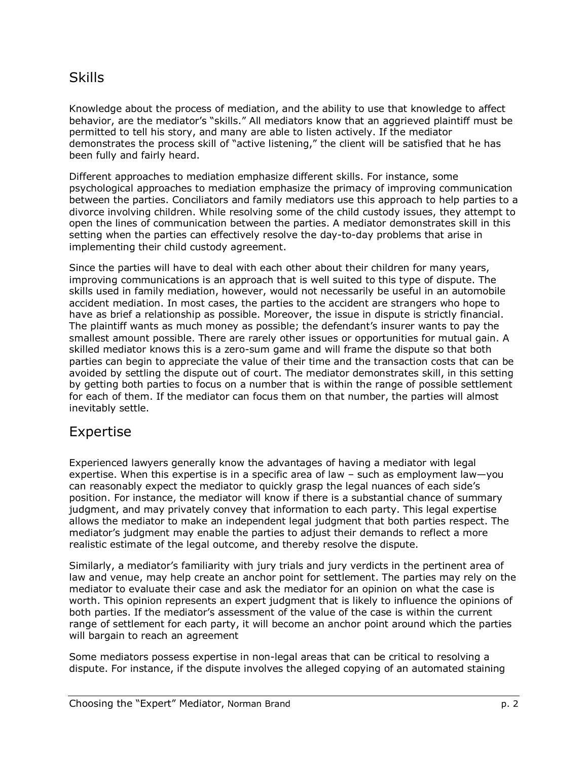## Skills

Knowledge about the process of mediation, and the ability to use that knowledge to affect behavior, are the mediator's "skills." All mediators know that an aggrieved plaintiff must be permitted to tell his story, and many are able to listen actively. If the mediator demonstrates the process skill of "active listening," the client will be satisfied that he has been fully and fairly heard.

Different approaches to mediation emphasize different skills. For instance, some psychological approaches to mediation emphasize the primacy of improving communication between the parties. Conciliators and family mediators use this approach to help parties to a divorce involving children. While resolving some of the child custody issues, they attempt to open the lines of communication between the parties. A mediator demonstrates skill in this setting when the parties can effectively resolve the day-to-day problems that arise in implementing their child custody agreement.

Since the parties will have to deal with each other about their children for many years, improving communications is an approach that is well suited to this type of dispute. The skills used in family mediation, however, would not necessarily be useful in an automobile accident mediation. In most cases, the parties to the accident are strangers who hope to have as brief a relationship as possible. Moreover, the issue in dispute is strictly financial. The plaintiff wants as much money as possible; the defendant's insurer wants to pay the smallest amount possible. There are rarely other issues or opportunities for mutual gain. A skilled mediator knows this is a zero-sum game and will frame the dispute so that both parties can begin to appreciate the value of their time and the transaction costs that can be avoided by settling the dispute out of court. The mediator demonstrates skill, in this setting by getting both parties to focus on a number that is within the range of possible settlement for each of them. If the mediator can focus them on that number, the parties will almost inevitably settle.

## Expertise

Experienced lawyers generally know the advantages of having a mediator with legal expertise. When this expertise is in a specific area of law – such as employment law—you can reasonably expect the mediator to quickly grasp the legal nuances of each side's position. For instance, the mediator will know if there is a substantial chance of summary judgment, and may privately convey that information to each party. This legal expertise allows the mediator to make an independent legal judgment that both parties respect. The mediator's judgment may enable the parties to adjust their demands to reflect a more realistic estimate of the legal outcome, and thereby resolve the dispute.

Similarly, a mediator's familiarity with jury trials and jury verdicts in the pertinent area of law and venue, may help create an anchor point for settlement. The parties may rely on the mediator to evaluate their case and ask the mediator for an opinion on what the case is worth. This opinion represents an expert judgment that is likely to influence the opinions of both parties. If the mediator's assessment of the value of the case is within the current range of settlement for each party, it will become an anchor point around which the parties will bargain to reach an agreement

Some mediators possess expertise in non-legal areas that can be critical to resolving a dispute. For instance, if the dispute involves the alleged copying of an automated staining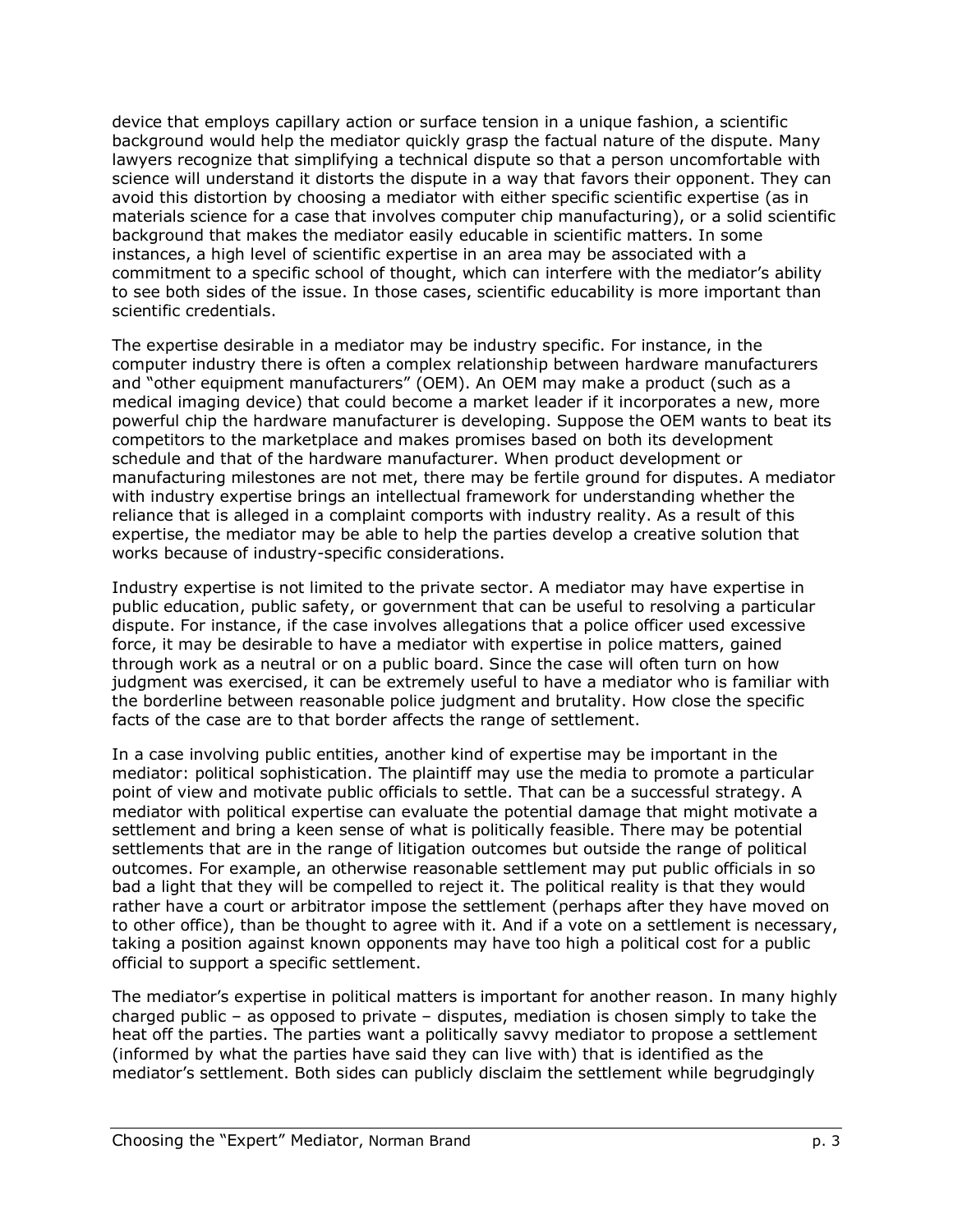device that employs capillary action or surface tension in a unique fashion, a scientific background would help the mediator quickly grasp the factual nature of the dispute. Many lawyers recognize that simplifying a technical dispute so that a person uncomfortable with science will understand it distorts the dispute in a way that favors their opponent. They can avoid this distortion by choosing a mediator with either specific scientific expertise (as in materials science for a case that involves computer chip manufacturing), or a solid scientific background that makes the mediator easily educable in scientific matters. In some instances, a high level of scientific expertise in an area may be associated with a commitment to a specific school of thought, which can interfere with the mediator's ability to see both sides of the issue. In those cases, scientific educability is more important than scientific credentials.

The expertise desirable in a mediator may be industry specific. For instance, in the computer industry there is often a complex relationship between hardware manufacturers and "other equipment manufacturers" (OEM). An OEM may make a product (such as a medical imaging device) that could become a market leader if it incorporates a new, more powerful chip the hardware manufacturer is developing. Suppose the OEM wants to beat its competitors to the marketplace and makes promises based on both its development schedule and that of the hardware manufacturer. When product development or manufacturing milestones are not met, there may be fertile ground for disputes. A mediator with industry expertise brings an intellectual framework for understanding whether the reliance that is alleged in a complaint comports with industry reality. As a result of this expertise, the mediator may be able to help the parties develop a creative solution that works because of industry-specific considerations.

Industry expertise is not limited to the private sector. A mediator may have expertise in public education, public safety, or government that can be useful to resolving a particular dispute. For instance, if the case involves allegations that a police officer used excessive force, it may be desirable to have a mediator with expertise in police matters, gained through work as a neutral or on a public board. Since the case will often turn on how judgment was exercised, it can be extremely useful to have a mediator who is familiar with the borderline between reasonable police judgment and brutality. How close the specific facts of the case are to that border affects the range of settlement.

In a case involving public entities, another kind of expertise may be important in the mediator: political sophistication. The plaintiff may use the media to promote a particular point of view and motivate public officials to settle. That can be a successful strategy. A mediator with political expertise can evaluate the potential damage that might motivate a settlement and bring a keen sense of what is politically feasible. There may be potential settlements that are in the range of litigation outcomes but outside the range of political outcomes. For example, an otherwise reasonable settlement may put public officials in so bad a light that they will be compelled to reject it. The political reality is that they would rather have a court or arbitrator impose the settlement (perhaps after they have moved on to other office), than be thought to agree with it. And if a vote on a settlement is necessary, taking a position against known opponents may have too high a political cost for a public official to support a specific settlement.

The mediator's expertise in political matters is important for another reason. In many highly charged public – as opposed to private – disputes, mediation is chosen simply to take the heat off the parties. The parties want a politically savvy mediator to propose a settlement (informed by what the parties have said they can live with) that is identified as the mediator's settlement. Both sides can publicly disclaim the settlement while begrudgingly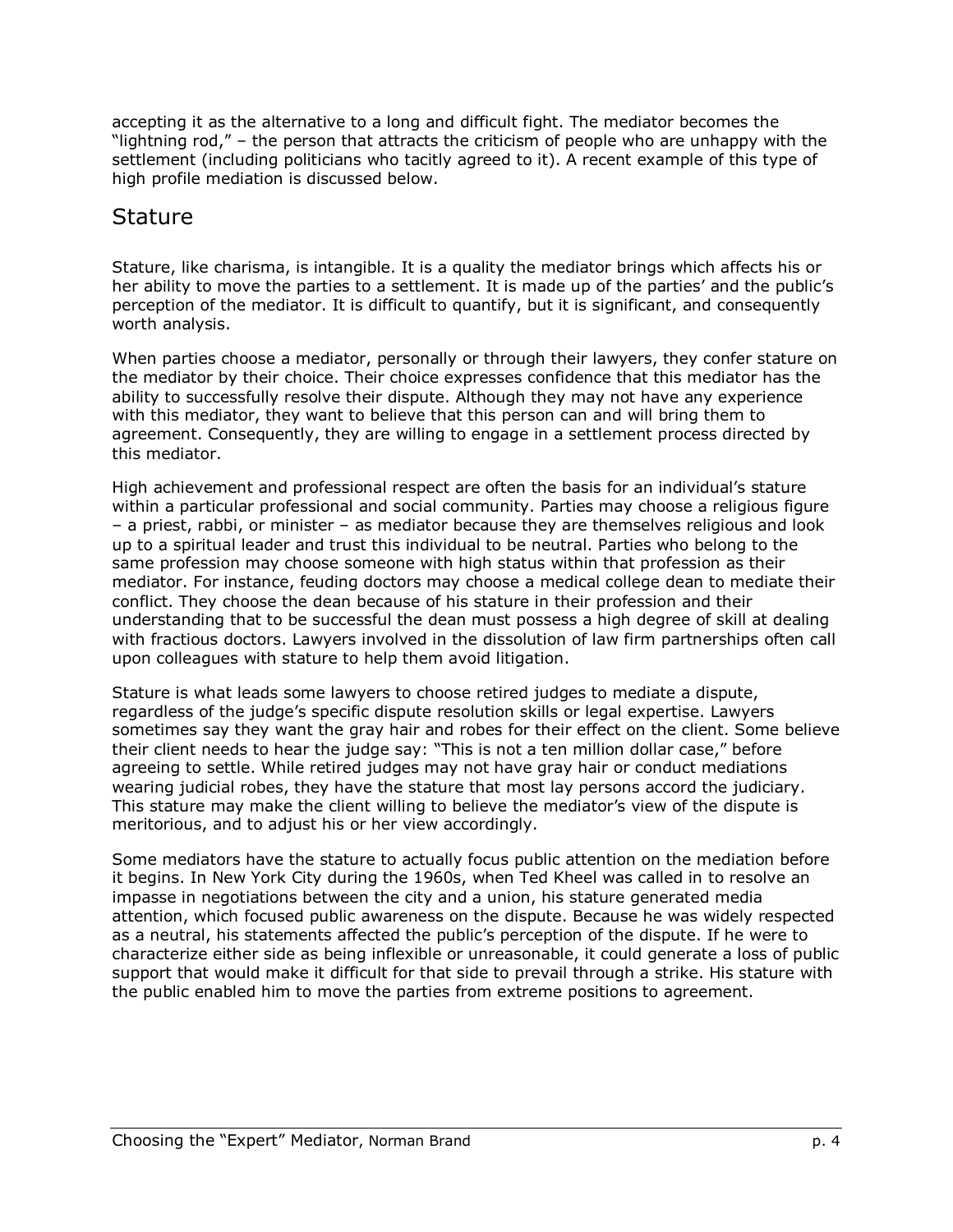accepting it as the alternative to a long and difficult fight. The mediator becomes the "lightning rod," – the person that attracts the criticism of people who are unhappy with the settlement (including politicians who tacitly agreed to it). A recent example of this type of high profile mediation is discussed below.

## Stature

Stature, like charisma, is intangible. It is a quality the mediator brings which affects his or her ability to move the parties to a settlement. It is made up of the parties' and the public's perception of the mediator. It is difficult to quantify, but it is significant, and consequently worth analysis.

When parties choose a mediator, personally or through their lawyers, they confer stature on the mediator by their choice. Their choice expresses confidence that this mediator has the ability to successfully resolve their dispute. Although they may not have any experience with this mediator, they want to believe that this person can and will bring them to agreement. Consequently, they are willing to engage in a settlement process directed by this mediator.

High achievement and professional respect are often the basis for an individual's stature within a particular professional and social community. Parties may choose a religious figure – a priest, rabbi, or minister – as mediator because they are themselves religious and look up to a spiritual leader and trust this individual to be neutral. Parties who belong to the same profession may choose someone with high status within that profession as their mediator. For instance, feuding doctors may choose a medical college dean to mediate their conflict. They choose the dean because of his stature in their profession and their understanding that to be successful the dean must possess a high degree of skill at dealing with fractious doctors. Lawyers involved in the dissolution of law firm partnerships often call upon colleagues with stature to help them avoid litigation.

Stature is what leads some lawyers to choose retired judges to mediate a dispute, regardless of the judge's specific dispute resolution skills or legal expertise. Lawyers sometimes say they want the gray hair and robes for their effect on the client. Some believe their client needs to hear the judge say: "This is not a ten million dollar case," before agreeing to settle. While retired judges may not have gray hair or conduct mediations wearing judicial robes, they have the stature that most lay persons accord the judiciary. This stature may make the client willing to believe the mediator's view of the dispute is meritorious, and to adjust his or her view accordingly.

Some mediators have the stature to actually focus public attention on the mediation before it begins. In New York City during the 1960s, when Ted Kheel was called in to resolve an impasse in negotiations between the city and a union, his stature generated media attention, which focused public awareness on the dispute. Because he was widely respected as a neutral, his statements affected the public's perception of the dispute. If he were to characterize either side as being inflexible or unreasonable, it could generate a loss of public support that would make it difficult for that side to prevail through a strike. His stature with the public enabled him to move the parties from extreme positions to agreement.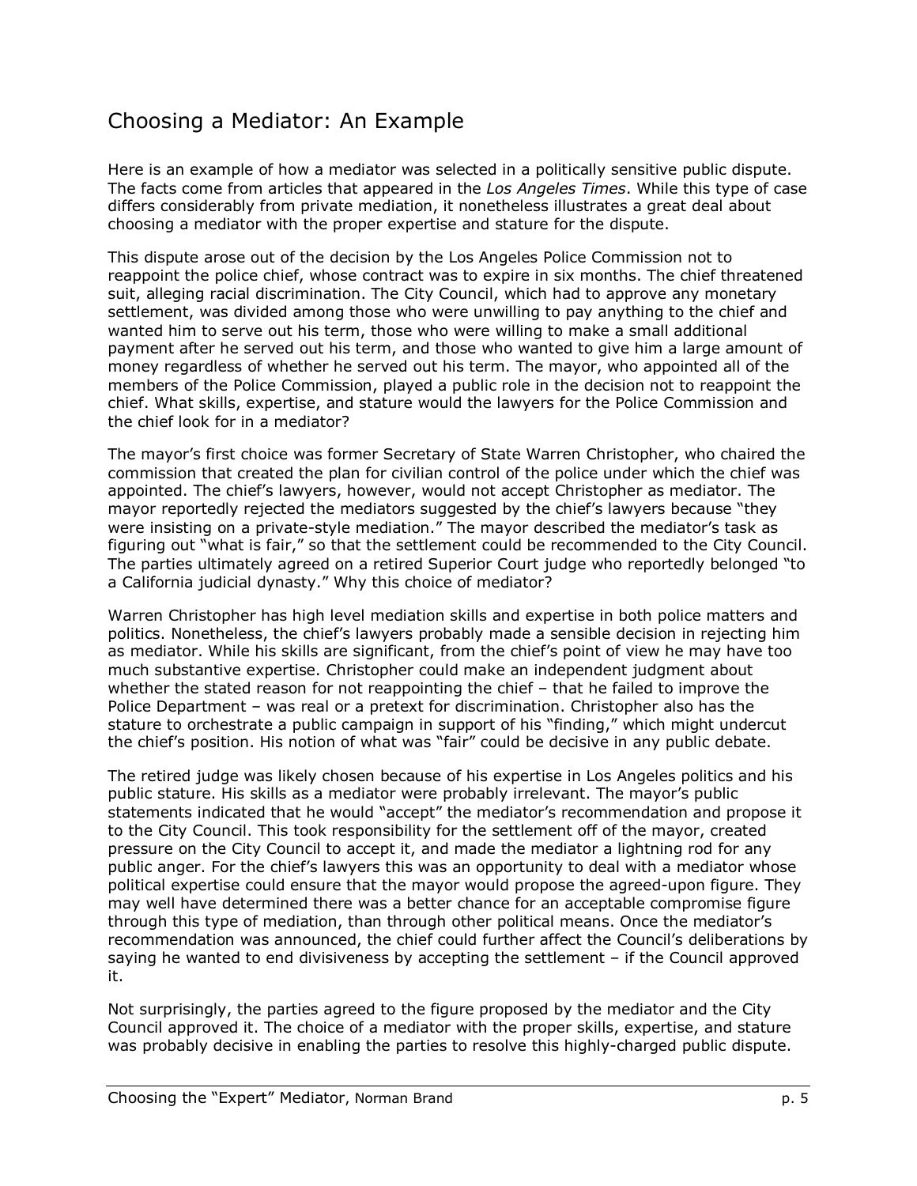## Choosing a Mediator: An Example

Here is an example of how a mediator was selected in a politically sensitive public dispute. The facts come from articles that appeared in the *Los Angeles Times*. While this type of case differs considerably from private mediation, it nonetheless illustrates a great deal about choosing a mediator with the proper expertise and stature for the dispute.

This dispute arose out of the decision by the Los Angeles Police Commission not to reappoint the police chief, whose contract was to expire in six months. The chief threatened suit, alleging racial discrimination. The City Council, which had to approve any monetary settlement, was divided among those who were unwilling to pay anything to the chief and wanted him to serve out his term, those who were willing to make a small additional payment after he served out his term, and those who wanted to give him a large amount of money regardless of whether he served out his term. The mayor, who appointed all of the members of the Police Commission, played a public role in the decision not to reappoint the chief. What skills, expertise, and stature would the lawyers for the Police Commission and the chief look for in a mediator?

The mayor's first choice was former Secretary of State Warren Christopher, who chaired the commission that created the plan for civilian control of the police under which the chief was appointed. The chief's lawyers, however, would not accept Christopher as mediator. The mayor reportedly rejected the mediators suggested by the chief's lawyers because "they were insisting on a private-style mediation." The mayor described the mediator's task as figuring out "what is fair," so that the settlement could be recommended to the City Council. The parties ultimately agreed on a retired Superior Court judge who reportedly belonged "to a California judicial dynasty." Why this choice of mediator?

Warren Christopher has high level mediation skills and expertise in both police matters and politics. Nonetheless, the chief's lawyers probably made a sensible decision in rejecting him as mediator. While his skills are significant, from the chief's point of view he may have too much substantive expertise. Christopher could make an independent judgment about whether the stated reason for not reappointing the chief – that he failed to improve the Police Department – was real or a pretext for discrimination. Christopher also has the stature to orchestrate a public campaign in support of his "finding," which might undercut the chief's position. His notion of what was "fair" could be decisive in any public debate.

The retired judge was likely chosen because of his expertise in Los Angeles politics and his public stature. His skills as a mediator were probably irrelevant. The mayor's public statements indicated that he would "accept" the mediator's recommendation and propose it to the City Council. This took responsibility for the settlement off of the mayor, created pressure on the City Council to accept it, and made the mediator a lightning rod for any public anger. For the chief's lawyers this was an opportunity to deal with a mediator whose political expertise could ensure that the mayor would propose the agreed-upon figure. They may well have determined there was a better chance for an acceptable compromise figure through this type of mediation, than through other political means. Once the mediator's recommendation was announced, the chief could further affect the Council's deliberations by saying he wanted to end divisiveness by accepting the settlement – if the Council approved it.

Not surprisingly, the parties agreed to the figure proposed by the mediator and the City Council approved it. The choice of a mediator with the proper skills, expertise, and stature was probably decisive in enabling the parties to resolve this highly-charged public dispute.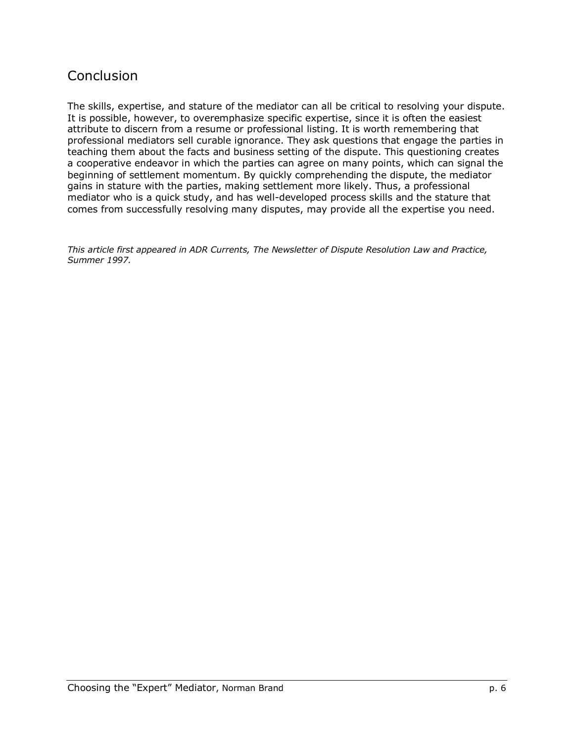## Conclusion

The skills, expertise, and stature of the mediator can all be critical to resolving your dispute. It is possible, however, to overemphasize specific expertise, since it is often the easiest attribute to discern from a resume or professional listing. It is worth remembering that professional mediators sell curable ignorance. They ask questions that engage the parties in teaching them about the facts and business setting of the dispute. This questioning creates a cooperative endeavor in which the parties can agree on many points, which can signal the beginning of settlement momentum. By quickly comprehending the dispute, the mediator gains in stature with the parties, making settlement more likely. Thus, a professional mediator who is a quick study, and has well-developed process skills and the stature that comes from successfully resolving many disputes, may provide all the expertise you need.

*This article first appeared in ADR Currents, The Newsletter of Dispute Resolution Law and Practice, Summer 1997.*